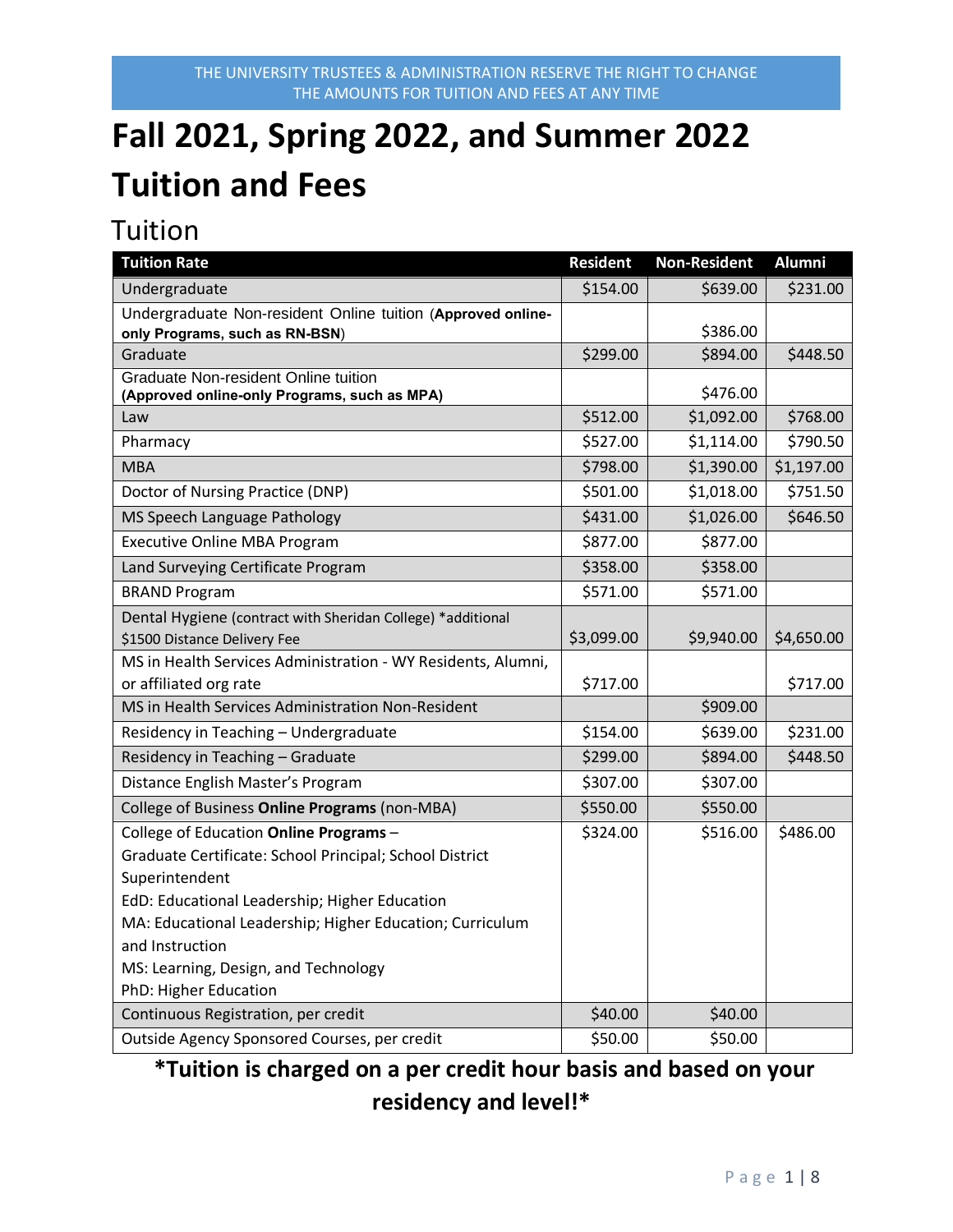THE UNIVERSITY TRUSTEES & ADMINISTRATION RESERVE THE RIGHT TO CHANGE THE AMOUNTS FOR TUITION AND FEES AT ANY TIME

# Fall 2021, Spring 2022, and Summer 2022 Tuition and Fees

## Tuition

| Tuition Rate | Resident | Non-Resident | Alumni |
|---|---|---|---|
| Undergraduate | $154.00 | $639.00 | $231.00 |
| Undergraduate Non-resident Online tuition (**Approved online-only Programs, such as RN-BSN**) | | $386.00 | |
| Graduate | $299.00 | $894.00 | $448.50 |
| Graduate Non-resident Online tuition **(Approved online-only Programs, such as MPA)** | | $476.00 | |
| Law | $512.00 | $1,092.00 | $768.00 |
| Pharmacy | $527.00 | $1,114.00 | $790.50 |
| MBA | $798.00 | $1,390.00 | $1,197.00 |
| Doctor of Nursing Practice (DNP) | $501.00 | $1,018.00 | $751.50 |
| MS Speech Language Pathology | $431.00 | $1,026.00 | $646.50 |
| Executive Online MBA Program | $877.00 | $877.00 | |
| Land Surveying Certificate Program | $358.00 | $358.00 | |
| BRAND Program | $571.00 | $571.00 | |
| Dental Hygiene (contract with Sheridan College) *additional $1500 Distance Delivery Fee | $3,099.00 | $9,940.00 | $4,650.00 |
| MS in Health Services Administration - WY Residents, Alumni, or affiliated org rate | $717.00 | | $717.00 |
| MS in Health Services Administration Non-Resident | | $909.00 | |
| Residency in Teaching – Undergraduate | $154.00 | $639.00 | $231.00 |
| Residency in Teaching – Graduate | $299.00 | $894.00 | $448.50 |
| Distance English Master's Program | $307.00 | $307.00 | |
| College of Business **Online Programs** (non-MBA) | $550.00 | $550.00 | |
| College of Education **Online Programs** – Graduate Certificate: School Principal; School District Superintendent; EdD: Educational Leadership; Higher Education; MA: Educational Leadership; Higher Education; Curriculum and Instruction; MS: Learning, Design, and Technology; PhD: Higher Education | $324.00 | $516.00 | $486.00 |
| Continuous Registration, per credit | $40.00 | $40.00 | |
| Outside Agency Sponsored Courses, per credit | $50.00 | $50.00 | |

**\*Tuition is charged on a per credit hour basis and based on your residency and level!\***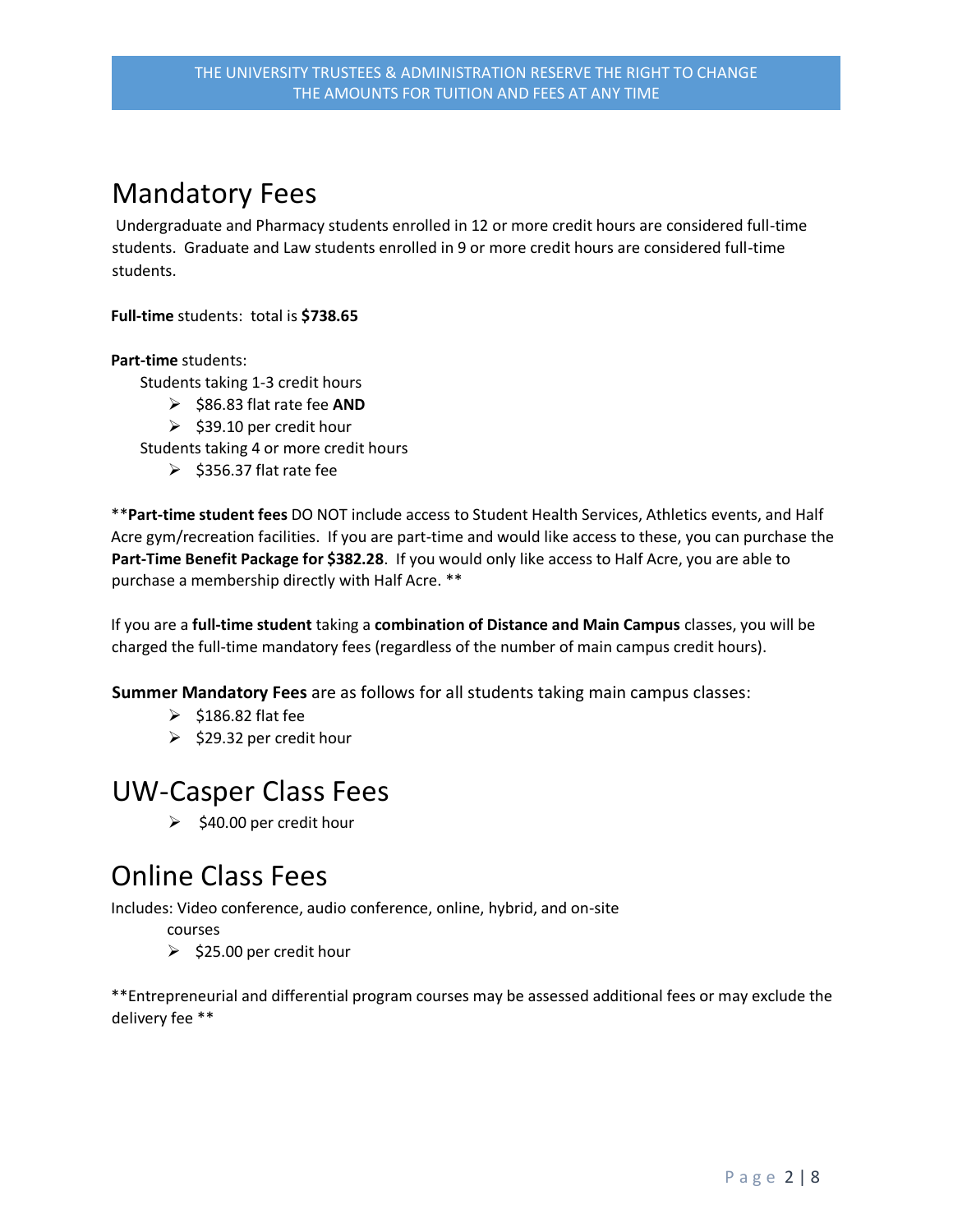THE UNIVERSITY TRUSTEES & ADMINISTRATION RESERVE THE RIGHT TO CHANGE THE AMOUNTS FOR TUITION AND FEES AT ANY TIME

# Mandatory Fees

Undergraduate and Pharmacy students enrolled in 12 or more credit hours are considered full-time students. Graduate and Law students enrolled in 9 or more credit hours are considered full-time students.

**Full-time** students: total is **$738.65**

**Part-time** students:

Students taking 1-3 credit hours

- $86.83 flat rate fee **AND**
- $39.10 per credit hour

Students taking 4 or more credit hours

- $356.37 flat rate fee

**Part-time student fees** DO NOT include access to Student Health Services, Athletics events, and Half Acre gym/recreation facilities. If you are part-time and would like access to these, you can purchase the **Part-Time Benefit Package for $382.28**. If you would only like access to Half Acre, you are able to purchase a membership directly with Half Acre. **

If you are a **full-time student** taking a **combination of Distance and Main Campus** classes, you will be charged the full-time mandatory fees (regardless of the number of main campus credit hours).

**Summer Mandatory Fees** are as follows for all students taking main campus classes:

- $186.82 flat fee
- $29.32 per credit hour

# UW-Casper Class Fees

- $40.00 per credit hour

# Online Class Fees

Includes: Video conference, audio conference, online, hybrid, and on-site courses

- $25.00 per credit hour

**Entrepreneurial and differential program courses may be assessed additional fees or may exclude the delivery fee **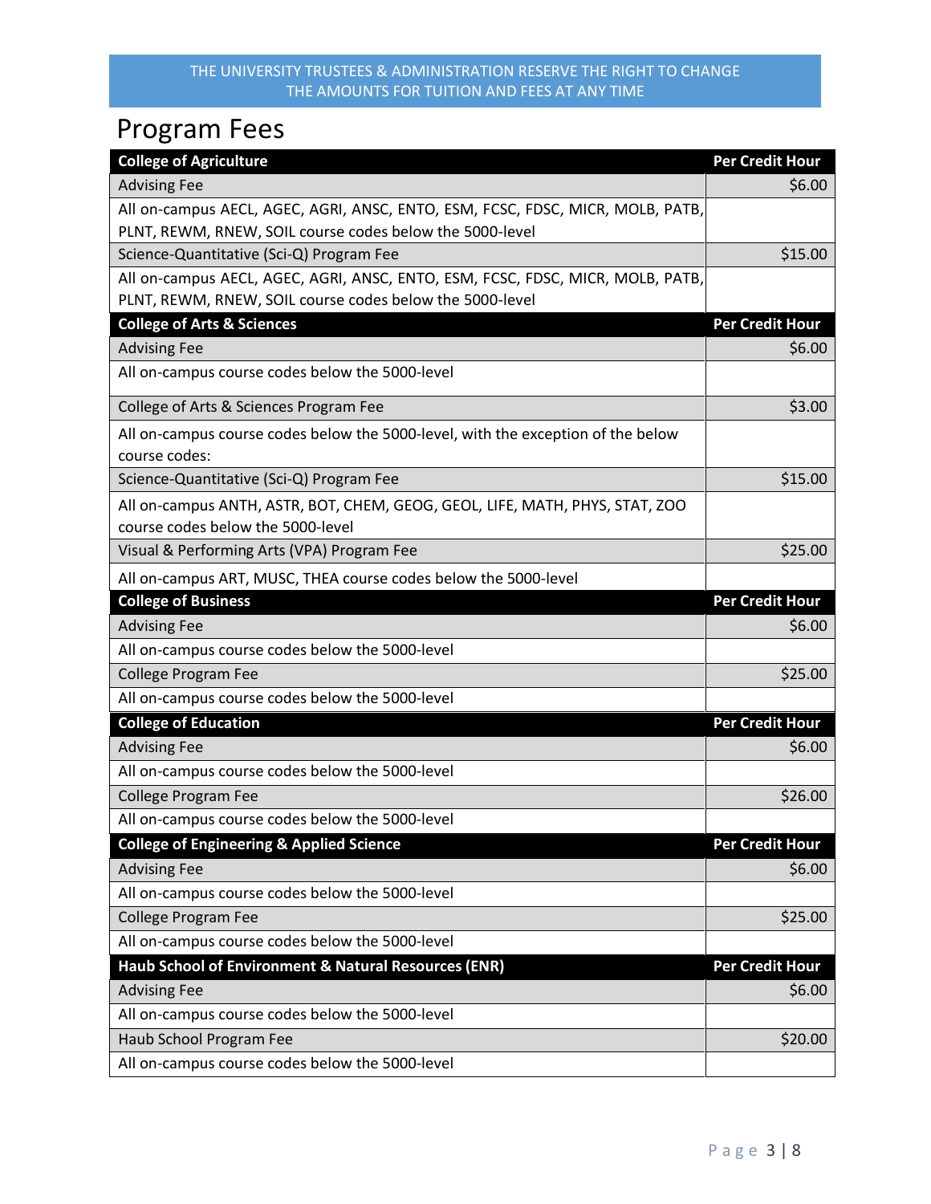THE UNIVERSITY TRUSTEES & ADMINISTRATION RESERVE THE RIGHT TO CHANGE THE AMOUNTS FOR TUITION AND FEES AT ANY TIME

# Program Fees

| College of Agriculture | Per Credit Hour |
|---|---|
| Advising Fee | $6.00 |
| All on-campus AECL, AGEC, AGRI, ANSC, ENTO, ESM, FCSC, FDSC, MICR, MOLB, PATB, PLNT, REWM, RNEW, SOIL course codes below the 5000-level | |
| Science-Quantitative (Sci-Q) Program Fee | $15.00 |
| All on-campus AECL, AGEC, AGRI, ANSC, ENTO, ESM, FCSC, FDSC, MICR, MOLB, PATB, PLNT, REWM, RNEW, SOIL course codes below the 5000-level | |
| **College of Arts & Sciences** | **Per Credit Hour** |
| Advising Fee | $6.00 |
| All on-campus course codes below the 5000-level | |
| College of Arts & Sciences Program Fee | $3.00 |
| All on-campus course codes below the 5000-level, with the exception of the below course codes: | |
| Science-Quantitative (Sci-Q) Program Fee | $15.00 |
| All on-campus ANTH, ASTR, BOT, CHEM, GEOG, GEOL, LIFE, MATH, PHYS, STAT, ZOO course codes below the 5000-level | |
| Visual & Performing Arts (VPA) Program Fee | $25.00 |
| All on-campus ART, MUSC, THEA course codes below the 5000-level | |
| **College of Business** | **Per Credit Hour** |
| Advising Fee | $6.00 |
| All on-campus course codes below the 5000-level | |
| College Program Fee | $25.00 |
| All on-campus course codes below the 5000-level | |
| **College of Education** | **Per Credit Hour** |
| Advising Fee | $6.00 |
| All on-campus course codes below the 5000-level | |
| College Program Fee | $26.00 |
| All on-campus course codes below the 5000-level | |
| **College of Engineering & Applied Science** | **Per Credit Hour** |
| Advising Fee | $6.00 |
| All on-campus course codes below the 5000-level | |
| College Program Fee | $25.00 |
| All on-campus course codes below the 5000-level | |
| **Haub School of Environment & Natural Resources (ENR)** | **Per Credit Hour** |
| Advising Fee | $6.00 |
| All on-campus course codes below the 5000-level | |
| Haub School Program Fee | $20.00 |
| All on-campus course codes below the 5000-level | |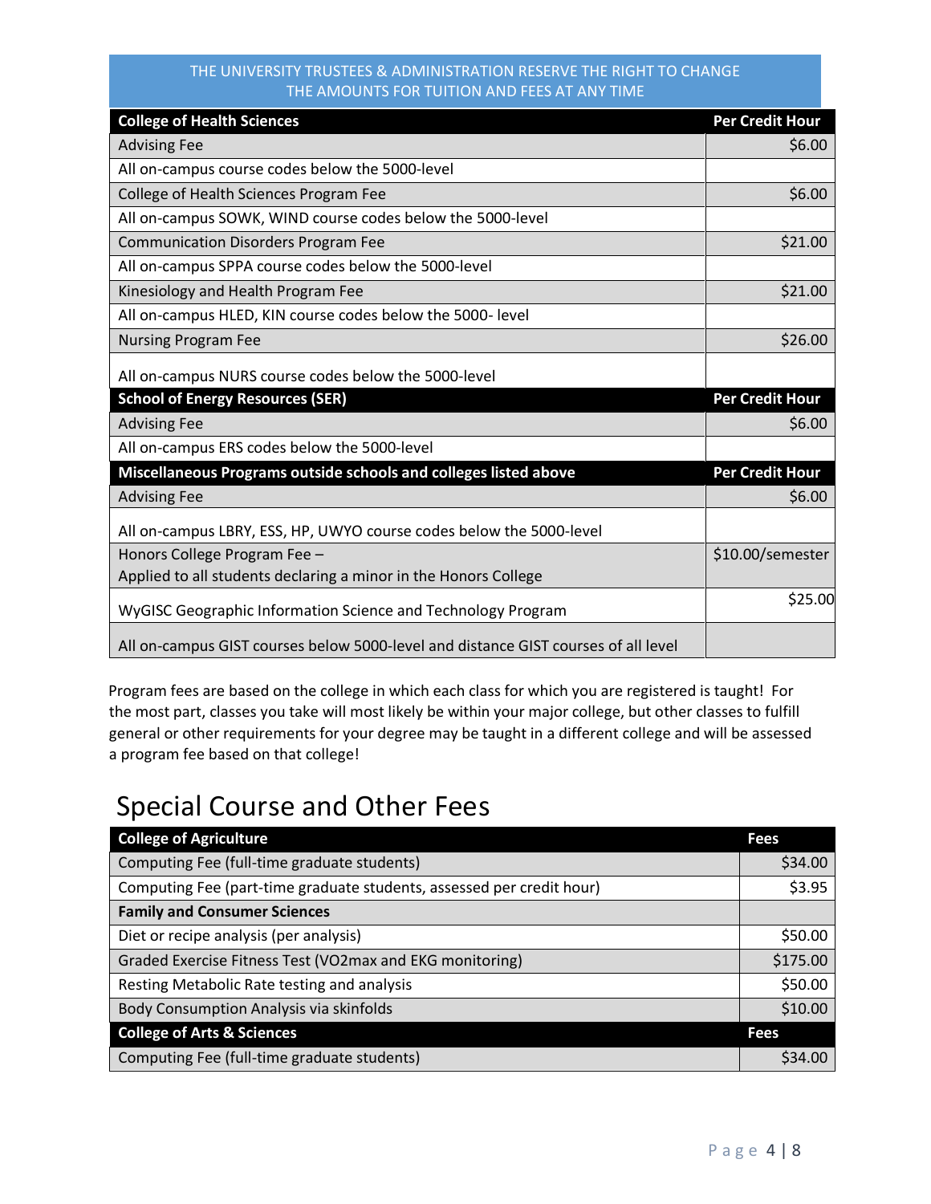THE UNIVERSITY TRUSTEES & ADMINISTRATION RESERVE THE RIGHT TO CHANGE THE AMOUNTS FOR TUITION AND FEES AT ANY TIME

| College of Health Sciences | Per Credit Hour |
|---|---|
| Advising Fee | $6.00 |
| All on-campus course codes below the 5000-level | |
| College of Health Sciences Program Fee | $6.00 |
| All on-campus SOWK, WIND course codes below the 5000-level | |
| Communication Disorders Program Fee | $21.00 |
| All on-campus SPPA course codes below the 5000-level | |
| Kinesiology and Health Program Fee | $21.00 |
| All on-campus HLED, KIN course codes below the 5000- level | |
| Nursing Program Fee | $26.00 |
| All on-campus NURS course codes below the 5000-level | |
| **School of Energy Resources (SER)** | **Per Credit Hour** |
| Advising Fee | $6.00 |
| All on-campus ERS codes below the 5000-level | |
| **Miscellaneous Programs outside schools and colleges listed above** | **Per Credit Hour** |
| Advising Fee | $6.00 |
| All on-campus LBRY, ESS, HP, UWYO course codes below the 5000-level | |
| Honors College Program Fee – Applied to all students declaring a minor in the Honors College | $10.00/semester |
| WyGISC Geographic Information Science and Technology Program | $25.00 |
| All on-campus GIST courses below 5000-level and distance GIST courses of all level | |

Program fees are based on the college in which each class for which you are registered is taught! For the most part, classes you take will most likely be within your major college, but other classes to fulfill general or other requirements for your degree may be taught in a different college and will be assessed a program fee based on that college!

# Special Course and Other Fees

| College of Agriculture | Fees |
|---|---|
| Computing Fee (full-time graduate students) | $34.00 |
| Computing Fee (part-time graduate students, assessed per credit hour) | $3.95 |
| **Family and Consumer Sciences** | |
| Diet or recipe analysis (per analysis) | $50.00 |
| Graded Exercise Fitness Test (VO2max and EKG monitoring) | $175.00 |
| Resting Metabolic Rate testing and analysis | $50.00 |
| Body Consumption Analysis via skinfolds | $10.00 |
| **College of Arts & Sciences** | **Fees** |
| Computing Fee (full-time graduate students) | $34.00 |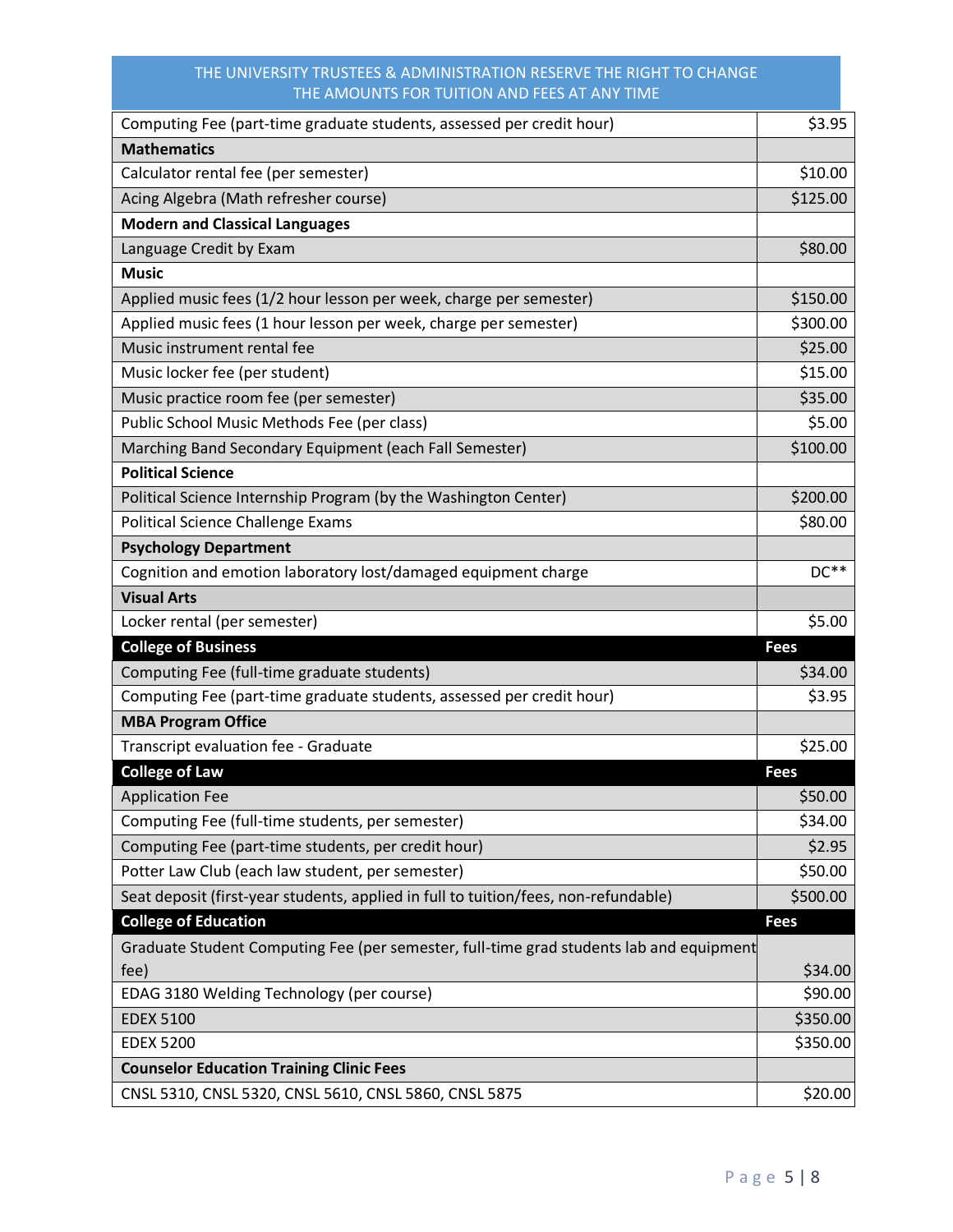THE UNIVERSITY TRUSTEES & ADMINISTRATION RESERVE THE RIGHT TO CHANGE THE AMOUNTS FOR TUITION AND FEES AT ANY TIME

| | |
|---|---|
| Computing Fee (part-time graduate students, assessed per credit hour) | $3.95 |
| **Mathematics** | |
| Calculator rental fee (per semester) | $10.00 |
| Acing Algebra (Math refresher course) | $125.00 |
| **Modern and Classical Languages** | |
| Language Credit by Exam | $80.00 |
| **Music** | |
| Applied music fees (1/2 hour lesson per week, charge per semester) | $150.00 |
| Applied music fees (1 hour lesson per week, charge per semester) | $300.00 |
| Music instrument rental fee | $25.00 |
| Music locker fee (per student) | $15.00 |
| Music practice room fee (per semester) | $35.00 |
| Public School Music Methods Fee (per class) | $5.00 |
| Marching Band Secondary Equipment (each Fall Semester) | $100.00 |
| **Political Science** | |
| Political Science Internship Program (by the Washington Center) | $200.00 |
| Political Science Challenge Exams | $80.00 |
| **Psychology Department** | |
| Cognition and emotion laboratory lost/damaged equipment charge | DC** |
| **Visual Arts** | |
| Locker rental (per semester) | $5.00 |
| **College of Business** | **Fees** |
| Computing Fee (full-time graduate students) | $34.00 |
| Computing Fee (part-time graduate students, assessed per credit hour) | $3.95 |
| **MBA Program Office** | |
| Transcript evaluation fee - Graduate | $25.00 |
| **College of Law** | **Fees** |
| Application Fee | $50.00 |
| Computing Fee (full-time students, per semester) | $34.00 |
| Computing Fee (part-time students, per credit hour) | $2.95 |
| Potter Law Club (each law student, per semester) | $50.00 |
| Seat deposit (first-year students, applied in full to tuition/fees, non-refundable) | $500.00 |
| **College of Education** | **Fees** |
| Graduate Student Computing Fee (per semester, full-time grad students lab and equipment fee) | $34.00 |
| EDAG 3180 Welding Technology (per course) | $90.00 |
| EDEX 5100 | $350.00 |
| EDEX 5200 | $350.00 |
| **Counselor Education Training Clinic Fees** | |
| CNSL 5310, CNSL 5320, CNSL 5610, CNSL 5860, CNSL 5875 | $20.00 |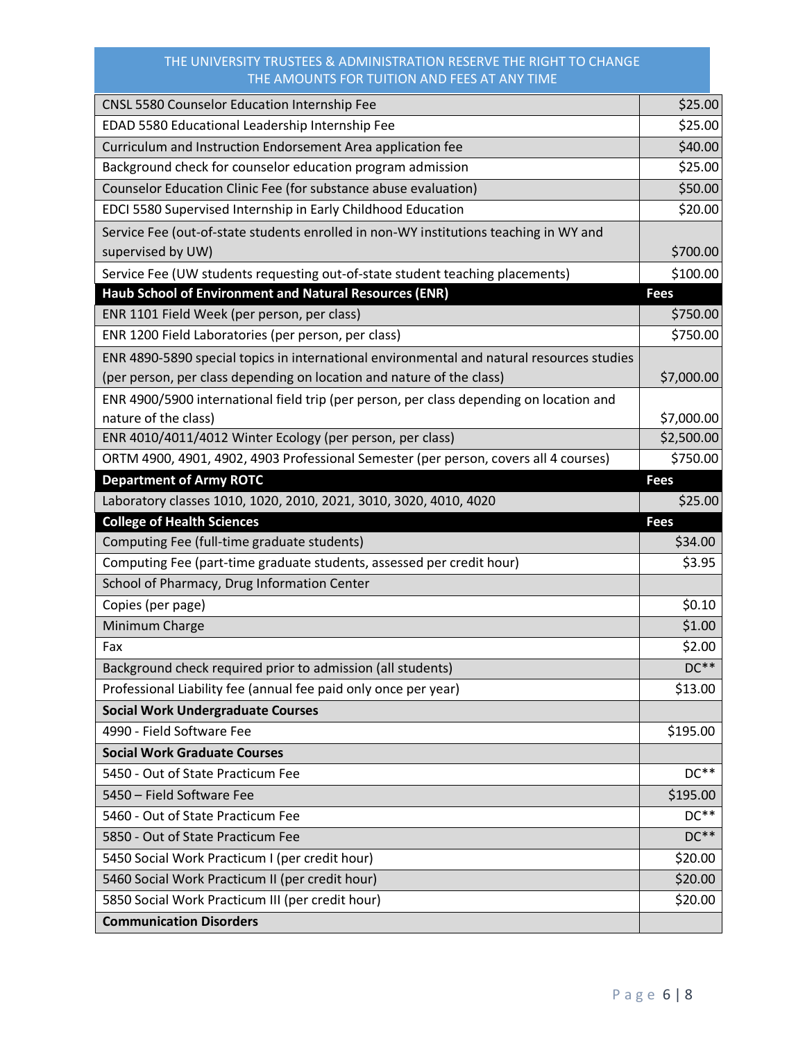THE UNIVERSITY TRUSTEES & ADMINISTRATION RESERVE THE RIGHT TO CHANGE THE AMOUNTS FOR TUITION AND FEES AT ANY TIME

| | |
|---|---|
| CNSL 5580 Counselor Education Internship Fee | $25.00 |
| EDAD 5580 Educational Leadership Internship Fee | $25.00 |
| Curriculum and Instruction Endorsement Area application fee | $40.00 |
| Background check for counselor education program admission | $25.00 |
| Counselor Education Clinic Fee (for substance abuse evaluation) | $50.00 |
| EDCI 5580 Supervised Internship in Early Childhood Education | $20.00 |
| Service Fee (out-of-state students enrolled in non-WY institutions teaching in WY and supervised by UW) | $700.00 |
| Service Fee (UW students requesting out-of-state student teaching placements) | $100.00 |
| **Haub School of Environment and Natural Resources (ENR)** | **Fees** |
| ENR 1101 Field Week (per person, per class) | $750.00 |
| ENR 1200 Field Laboratories (per person, per class) | $750.00 |
| ENR 4890-5890 special topics in international environmental and natural resources studies (per person, per class depending on location and nature of the class) | $7,000.00 |
| ENR 4900/5900 international field trip (per person, per class depending on location and nature of the class) | $7,000.00 |
| ENR 4010/4011/4012 Winter Ecology (per person, per class) | $2,500.00 |
| ORTM 4900, 4901, 4902, 4903 Professional Semester (per person, covers all 4 courses) | $750.00 |
| **Department of Army ROTC** | **Fees** |
| Laboratory classes 1010, 1020, 2010, 2021, 3010, 3020, 4010, 4020 | $25.00 |
| **College of Health Sciences** | **Fees** |
| Computing Fee (full-time graduate students) | $34.00 |
| Computing Fee (part-time graduate students, assessed per credit hour) | $3.95 |
| School of Pharmacy, Drug Information Center | |
| Copies (per page) | $0.10 |
| Minimum Charge | $1.00 |
| Fax | $2.00 |
| Background check required prior to admission (all students) | DC** |
| Professional Liability fee (annual fee paid only once per year) | $13.00 |
| **Social Work Undergraduate Courses** | |
| 4990 - Field Software Fee | $195.00 |
| **Social Work Graduate Courses** | |
| 5450 - Out of State Practicum Fee | DC** |
| 5450 – Field Software Fee | $195.00 |
| 5460 - Out of State Practicum Fee | DC** |
| 5850 - Out of State Practicum Fee | DC** |
| 5450 Social Work Practicum I (per credit hour) | $20.00 |
| 5460 Social Work Practicum II (per credit hour) | $20.00 |
| 5850 Social Work Practicum III (per credit hour) | $20.00 |
| **Communication Disorders** | |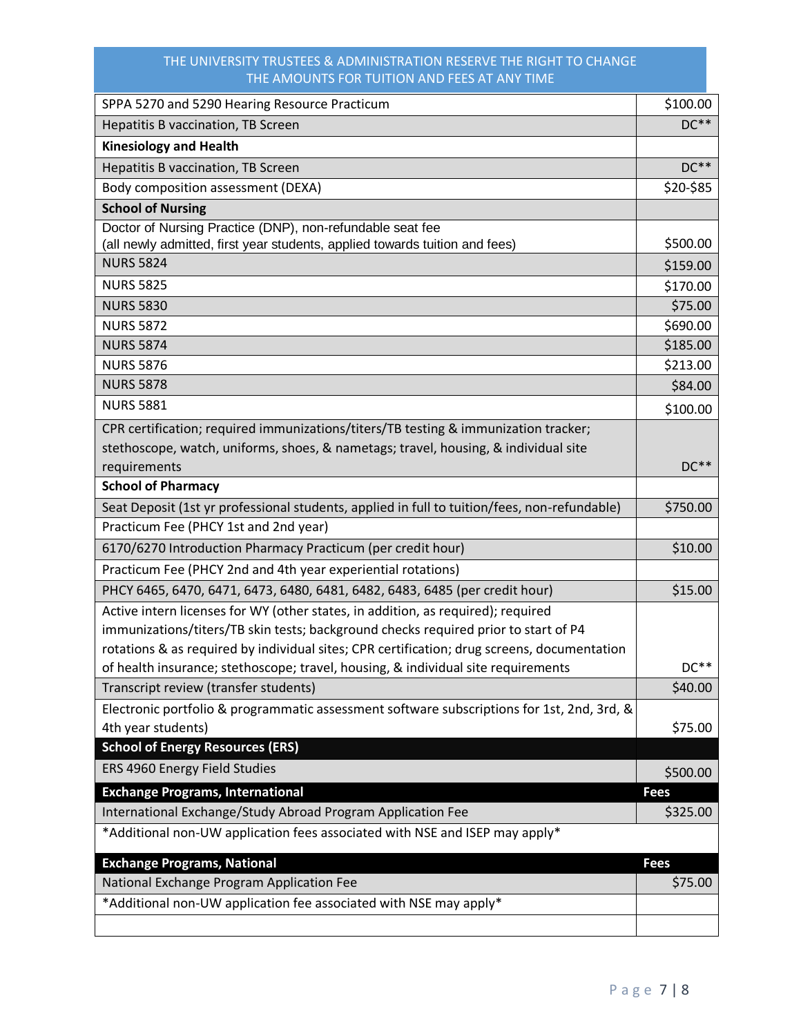THE UNIVERSITY TRUSTEES & ADMINISTRATION RESERVE THE RIGHT TO CHANGE THE AMOUNTS FOR TUITION AND FEES AT ANY TIME

| | |
|---|---|
| SPPA 5270 and 5290 Hearing Resource Practicum | $100.00 |
| Hepatitis B vaccination, TB Screen | DC** |
| **Kinesiology and Health** | |
| Hepatitis B vaccination, TB Screen | DC** |
| Body composition assessment (DEXA) | $20-$85 |
| **School of Nursing** | |
| Doctor of Nursing Practice (DNP), non-refundable seat fee (all newly admitted, first year students, applied towards tuition and fees) | $500.00 |
| NURS 5824 | $159.00 |
| NURS 5825 | $170.00 |
| NURS 5830 | $75.00 |
| NURS 5872 | $690.00 |
| NURS 5874 | $185.00 |
| NURS 5876 | $213.00 |
| NURS 5878 | $84.00 |
| NURS 5881 | $100.00 |
| CPR certification; required immunizations/titers/TB testing & immunization tracker; stethoscope, watch, uniforms, shoes, & nametags; travel, housing, & individual site requirements | DC** |
| **School of Pharmacy** | |
| Seat Deposit (1st yr professional students, applied in full to tuition/fees, non-refundable) | $750.00 |
| Practicum Fee (PHCY 1st and 2nd year) | |
| 6170/6270 Introduction Pharmacy Practicum (per credit hour) | $10.00 |
| Practicum Fee (PHCY 2nd and 4th year experiential rotations) | |
| PHCY 6465, 6470, 6471, 6473, 6480, 6481, 6482, 6483, 6485 (per credit hour) | $15.00 |
| Active intern licenses for WY (other states, in addition, as required); required immunizations/titers/TB skin tests; background checks required prior to start of P4 rotations & as required by individual sites; CPR certification; drug screens, documentation of health insurance; stethoscope; travel, housing, & individual site requirements | DC** |
| Transcript review (transfer students) | $40.00 |
| Electronic portfolio & programmatic assessment software subscriptions for 1st, 2nd, 3rd, & 4th year students) | $75.00 |
| **School of Energy Resources (ERS)** | |
| ERS 4960 Energy Field Studies | $500.00 |
| **Exchange Programs, International** | **Fees** |
| International Exchange/Study Abroad Program Application Fee | $325.00 |
| *Additional non-UW application fees associated with NSE and ISEP may apply* | |
| **Exchange Programs, National** | **Fees** |
| National Exchange Program Application Fee | $75.00 |
| *Additional non-UW application fee associated with NSE may apply* | |
| | |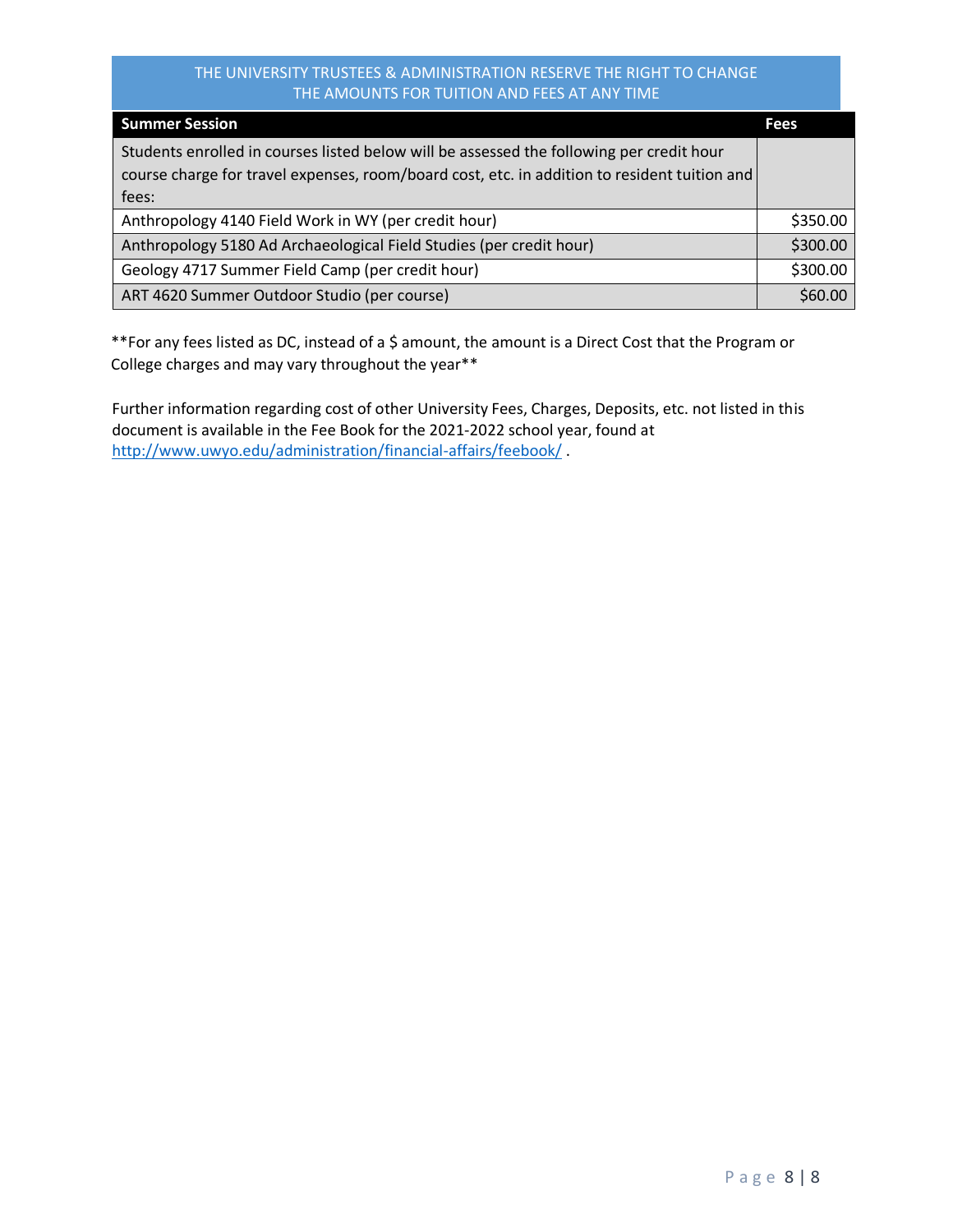THE UNIVERSITY TRUSTEES & ADMINISTRATION RESERVE THE RIGHT TO CHANGE THE AMOUNTS FOR TUITION AND FEES AT ANY TIME

| Summer Session | Fees |
|---|---|
| Students enrolled in courses listed below will be assessed the following per credit hour course charge for travel expenses, room/board cost, etc. in addition to resident tuition and fees: | |
| Anthropology 4140 Field Work in WY (per credit hour) | $350.00 |
| Anthropology 5180 Ad Archaeological Field Studies (per credit hour) | $300.00 |
| Geology 4717 Summer Field Camp (per credit hour) | $300.00 |
| ART 4620 Summer Outdoor Studio (per course) | $60.00 |

**For any fees listed as DC, instead of a $ amount, the amount is a Direct Cost that the Program or College charges and may vary throughout the year**

Further information regarding cost of other University Fees, Charges, Deposits, etc. not listed in this document is available in the Fee Book for the 2021-2022 school year, found at http://www.uwyo.edu/administration/financial-affairs/feebook/ .